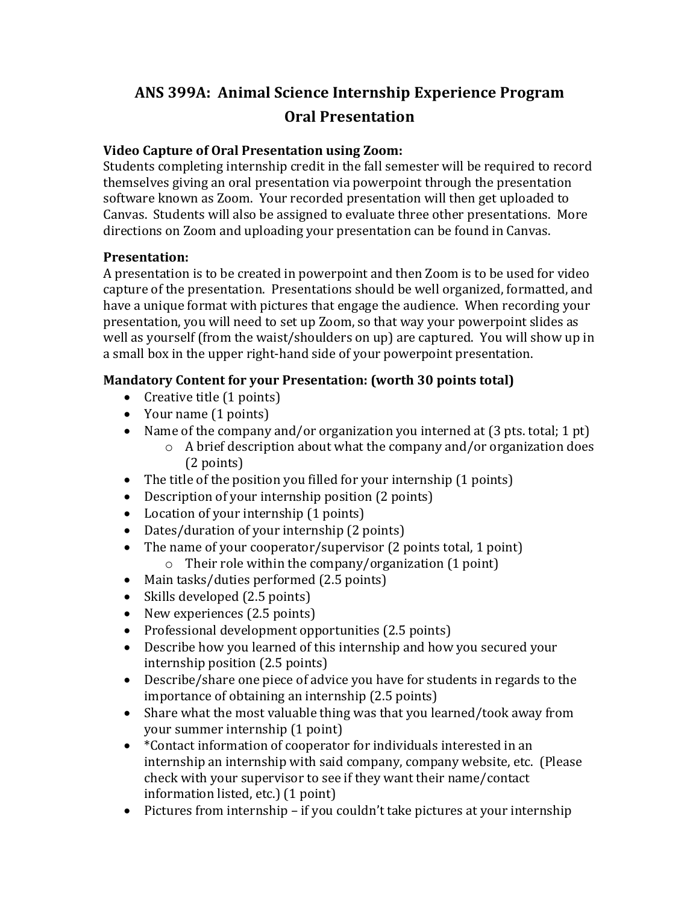# ANS 399A: Animal Science Internship Experience Program
## Oral Presentation

**Video Capture of Oral Presentation using Zoom:**
Students completing internship credit in the fall semester will be required to record themselves giving an oral presentation via powerpoint through the presentation software known as Zoom. Your recorded presentation will then get uploaded to Canvas. Students will also be assigned to evaluate three other presentations. More directions on Zoom and uploading your presentation can be found in Canvas.

**Presentation:**
A presentation is to be created in powerpoint and then Zoom is to be used for video capture of the presentation. Presentations should be well organized, formatted, and have a unique format with pictures that engage the audience. When recording your presentation, you will need to set up Zoom, so that way your powerpoint slides as well as yourself (from the waist/shoulders on up) are captured. You will show up in a small box in the upper right-hand side of your powerpoint presentation.

**Mandatory Content for your Presentation: (worth 30 points total)**

- Creative title (1 points)
- Your name (1 points)
- Name of the company and/or organization you interned at (3 pts. total; 1 pt)
    - A brief description about what the company and/or organization does (2 points)
- The title of the position you filled for your internship (1 points)
- Description of your internship position (2 points)
- Location of your internship (1 points)
- Dates/duration of your internship (2 points)
- The name of your cooperator/supervisor (2 points total, 1 point)
    - Their role within the company/organization (1 point)
- Main tasks/duties performed (2.5 points)
- Skills developed (2.5 points)
- New experiences (2.5 points)
- Professional development opportunities (2.5 points)
- Describe how you learned of this internship and how you secured your internship position (2.5 points)
- Describe/share one piece of advice you have for students in regards to the importance of obtaining an internship (2.5 points)
- Share what the most valuable thing was that you learned/took away from your summer internship (1 point)
- *Contact information of cooperator for individuals interested in an internship an internship with said company, company website, etc. (Please check with your supervisor to see if they want their name/contact information listed, etc.) (1 point)
- Pictures from internship – if you couldn't take pictures at your internship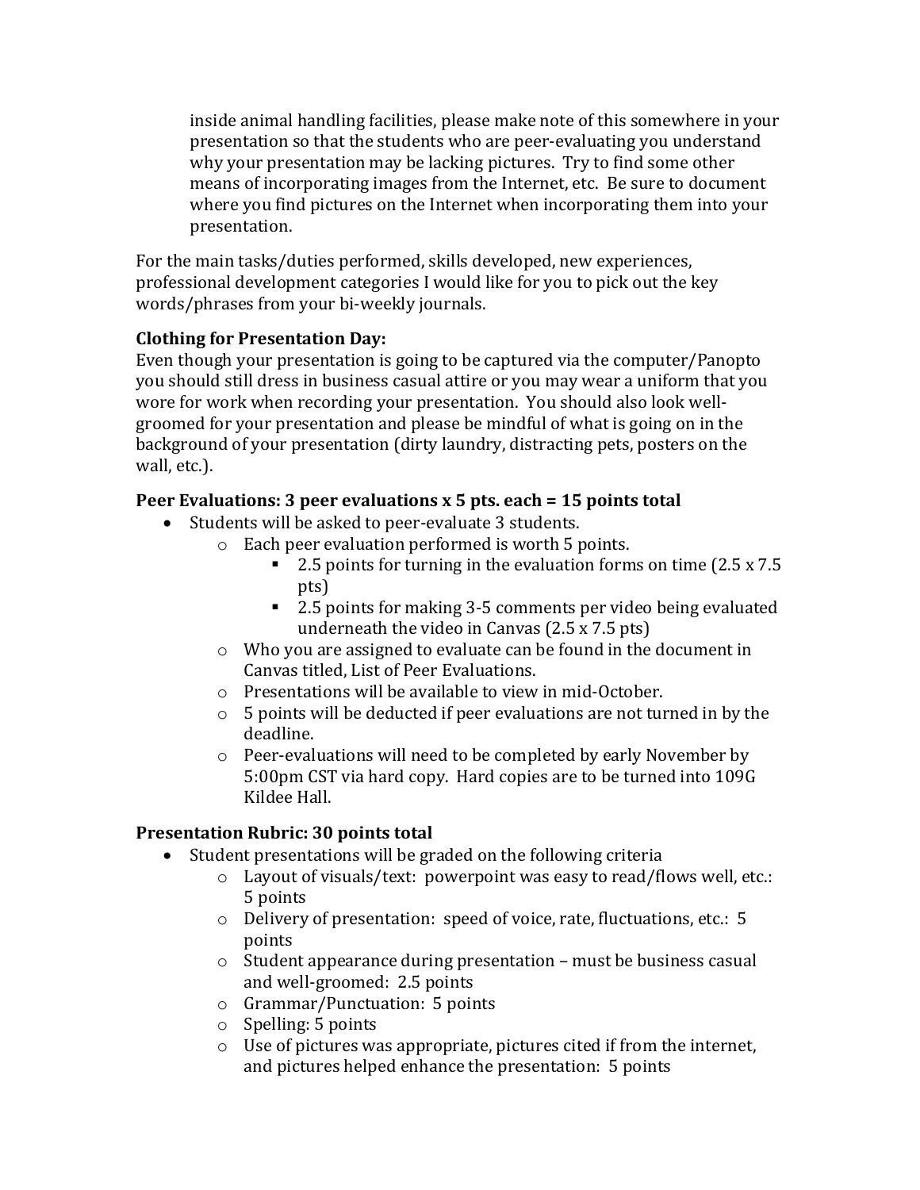inside animal handling facilities, please make note of this somewhere in your presentation so that the students who are peer-evaluating you understand why your presentation may be lacking pictures. Try to find some other means of incorporating images from the Internet, etc. Be sure to document where you find pictures on the Internet when incorporating them into your presentation.

For the main tasks/duties performed, skills developed, new experiences, professional development categories I would like for you to pick out the key words/phrases from your bi-weekly journals.

**Clothing for Presentation Day:**
Even though your presentation is going to be captured via the computer/Panopto you should still dress in business casual attire or you may wear a uniform that you wore for work when recording your presentation. You should also look well-groomed for your presentation and please be mindful of what is going on in the background of your presentation (dirty laundry, distracting pets, posters on the wall, etc.).

**Peer Evaluations: 3 peer evaluations x 5 pts. each = 15 points total**

- Students will be asked to peer-evaluate 3 students.
  - Each peer evaluation performed is worth 5 points.
    - 2.5 points for turning in the evaluation forms on time (2.5 x 7.5 pts)
    - 2.5 points for making 3-5 comments per video being evaluated underneath the video in Canvas (2.5 x 7.5 pts)
  - Who you are assigned to evaluate can be found in the document in Canvas titled, List of Peer Evaluations.
  - Presentations will be available to view in mid-October.
  - 5 points will be deducted if peer evaluations are not turned in by the deadline.
  - Peer-evaluations will need to be completed by early November by 5:00pm CST via hard copy. Hard copies are to be turned into 109G Kildee Hall.

**Presentation Rubric: 30 points total**

- Student presentations will be graded on the following criteria
  - Layout of visuals/text: powerpoint was easy to read/flows well, etc.: 5 points
  - Delivery of presentation: speed of voice, rate, fluctuations, etc.: 5 points
  - Student appearance during presentation – must be business casual and well-groomed: 2.5 points
  - Grammar/Punctuation: 5 points
  - Spelling: 5 points
  - Use of pictures was appropriate, pictures cited if from the internet, and pictures helped enhance the presentation: 5 points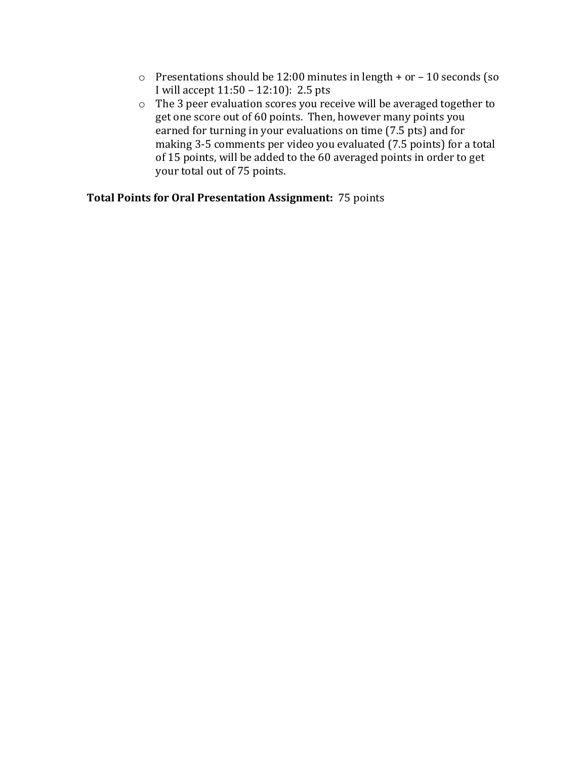- Presentations should be 12:00 minutes in length + or – 10 seconds (so I will accept 11:50 – 12:10): 2.5 pts
- The 3 peer evaluation scores you receive will be averaged together to get one score out of 60 points. Then, however many points you earned for turning in your evaluations on time (7.5 pts) and for making 3-5 comments per video you evaluated (7.5 points) for a total of 15 points, will be added to the 60 averaged points in order to get your total out of 75 points.

**Total Points for Oral Presentation Assignment:** 75 points